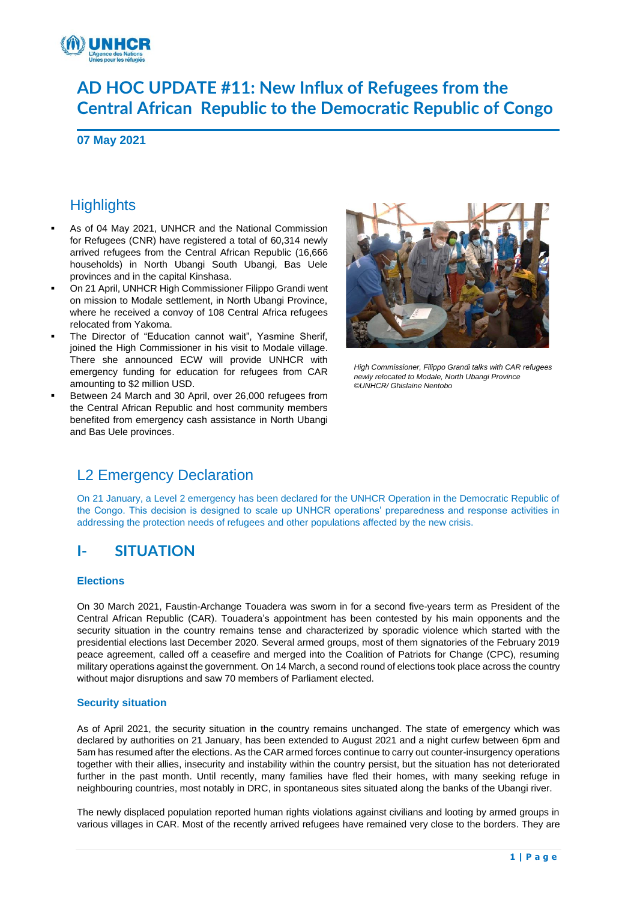# AD HOC UPDATE #11: New Influx of Refugees from the Central African Republic to the Democratic Republic of Congo

**07 May 2021**

## Highlights

- As of 04 May 2021, UNHCR and the National Commission for Refugees (CNR) have registered a total of 60,314 newly arrived refugees from the Central African Republic (16,666 households) in North Ubangi South Ubangi, Bas Uele provinces and in the capital Kinshasa.
- On 21 April, UNHCR High Commissioner Filippo Grandi went on mission to Modale settlement, in North Ubangi Province, where he received a convoy of 108 Central Africa refugees relocated from Yakoma.
- The Director of "Education cannot wait", Yasmine Sherif, joined the High Commissioner in his visit to Modale village. There she announced ECW will provide UNHCR with emergency funding for education for refugees from CAR amounting to $2 million USD.
- Between 24 March and 30 April, over 26,000 refugees from the Central African Republic and host community members benefited from emergency cash assistance in North Ubangi and Bas Uele provinces.

*High Commissioner, Filippo Grandi talks with CAR refugees newly relocated to Modale, North Ubangi Province ©UNHCR/ Ghislaine Nentobo*

## L2 Emergency Declaration

On 21 January, a Level 2 emergency has been declared for the UNHCR Operation in the Democratic Republic of the Congo. This decision is designed to scale up UNHCR operations' preparedness and response activities in addressing the protection needs of refugees and other populations affected by the new crisis.

## I- SITUATION

### Elections

On 30 March 2021, Faustin-Archange Touadera was sworn in for a second five-years term as President of the Central African Republic (CAR). Touadera's appointment has been contested by his main opponents and the security situation in the country remains tense and characterized by sporadic violence which started with the presidential elections last December 2020. Several armed groups, most of them signatories of the February 2019 peace agreement, called off a ceasefire and merged into the Coalition of Patriots for Change (CPC), resuming military operations against the government. On 14 March, a second round of elections took place across the country without major disruptions and saw 70 members of Parliament elected.

### Security situation

As of April 2021, the security situation in the country remains unchanged. The state of emergency which was declared by authorities on 21 January, has been extended to August 2021 and a night curfew between 6pm and 5am has resumed after the elections. As the CAR armed forces continue to carry out counter-insurgency operations together with their allies, insecurity and instability within the country persist, but the situation has not deteriorated further in the past month. Until recently, many families have fled their homes, with many seeking refuge in neighbouring countries, most notably in DRC, in spontaneous sites situated along the banks of the Ubangi river.

The newly displaced population reported human rights violations against civilians and looting by armed groups in various villages in CAR. Most of the recently arrived refugees have remained very close to the borders. They are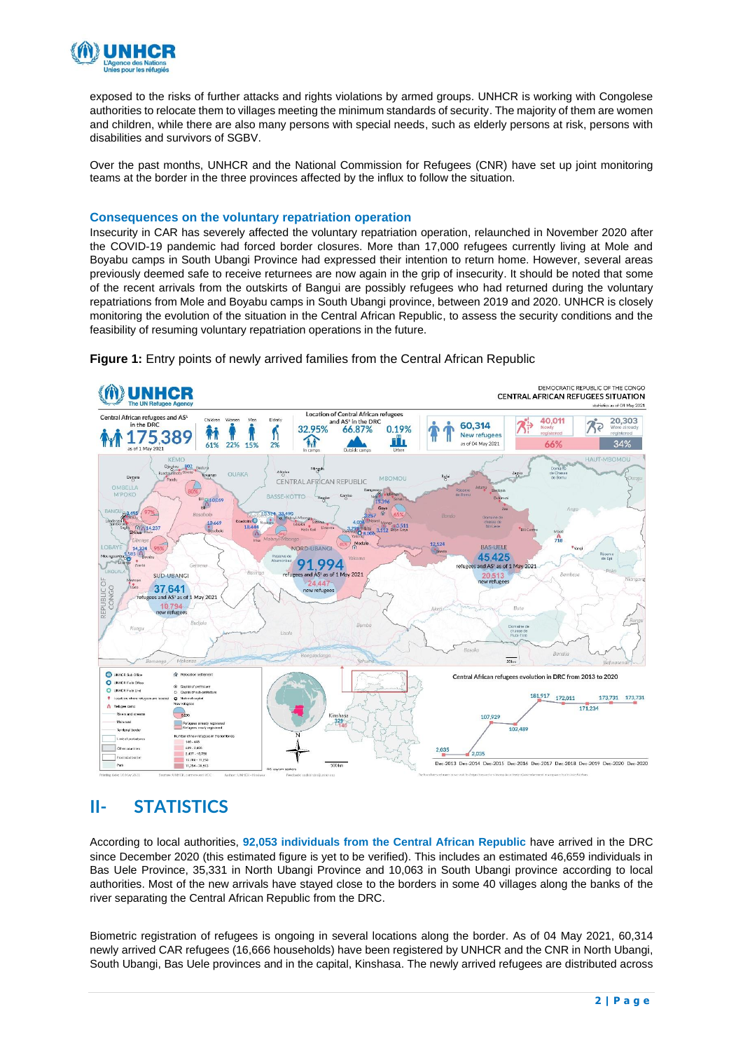exposed to the risks of further attacks and rights violations by armed groups. UNHCR is working with Congolese authorities to relocate them to villages meeting the minimum standards of security. The majority of them are women and children, while there are also many persons with special needs, such as elderly persons at risk, persons with disabilities and survivors of SGBV.

Over the past months, UNHCR and the National Commission for Refugees (CNR) have set up joint monitoring teams at the border in the three provinces affected by the influx to follow the situation.

### Consequences on the voluntary repatriation operation

Insecurity in CAR has severely affected the voluntary repatriation operation, relaunched in November 2020 after the COVID-19 pandemic had forced border closures. More than 17,000 refugees currently living at Mole and Boyabu camps in South Ubangi Province had expressed their intention to return home. However, several areas previously deemed safe to receive returnees are now again in the grip of insecurity. It should be noted that some of the recent arrivals from the outskirts of Bangui are possibly refugees who had returned during the voluntary repatriations from Mole and Boyabu camps in South Ubangi province, between 2019 and 2020. UNHCR is closely monitoring the evolution of the situation in the Central African Republic, to assess the security conditions and the feasibility of resuming voluntary repatriation operations in the future.

**Figure 1:** Entry points of newly arrived families from the Central African Republic

## II- STATISTICS

According to local authorities, **92,053 individuals from the Central African Republic** have arrived in the DRC since December 2020 (this estimated figure is yet to be verified). This includes an estimated 46,659 individuals in Bas Uele Province, 35,331 in North Ubangi Province and 10,063 in South Ubangi province according to local authorities. Most of the new arrivals have stayed close to the borders in some 40 villages along the banks of the river separating the Central African Republic from the DRC.

Biometric registration of refugees is ongoing in several locations along the border. As of 04 May 2021, 60,314 newly arrived CAR refugees (16,666 households) have been registered by UNHCR and the CNR in North Ubangi, South Ubangi, Bas Uele provinces and in the capital, Kinshasa. The newly arrived refugees are distributed across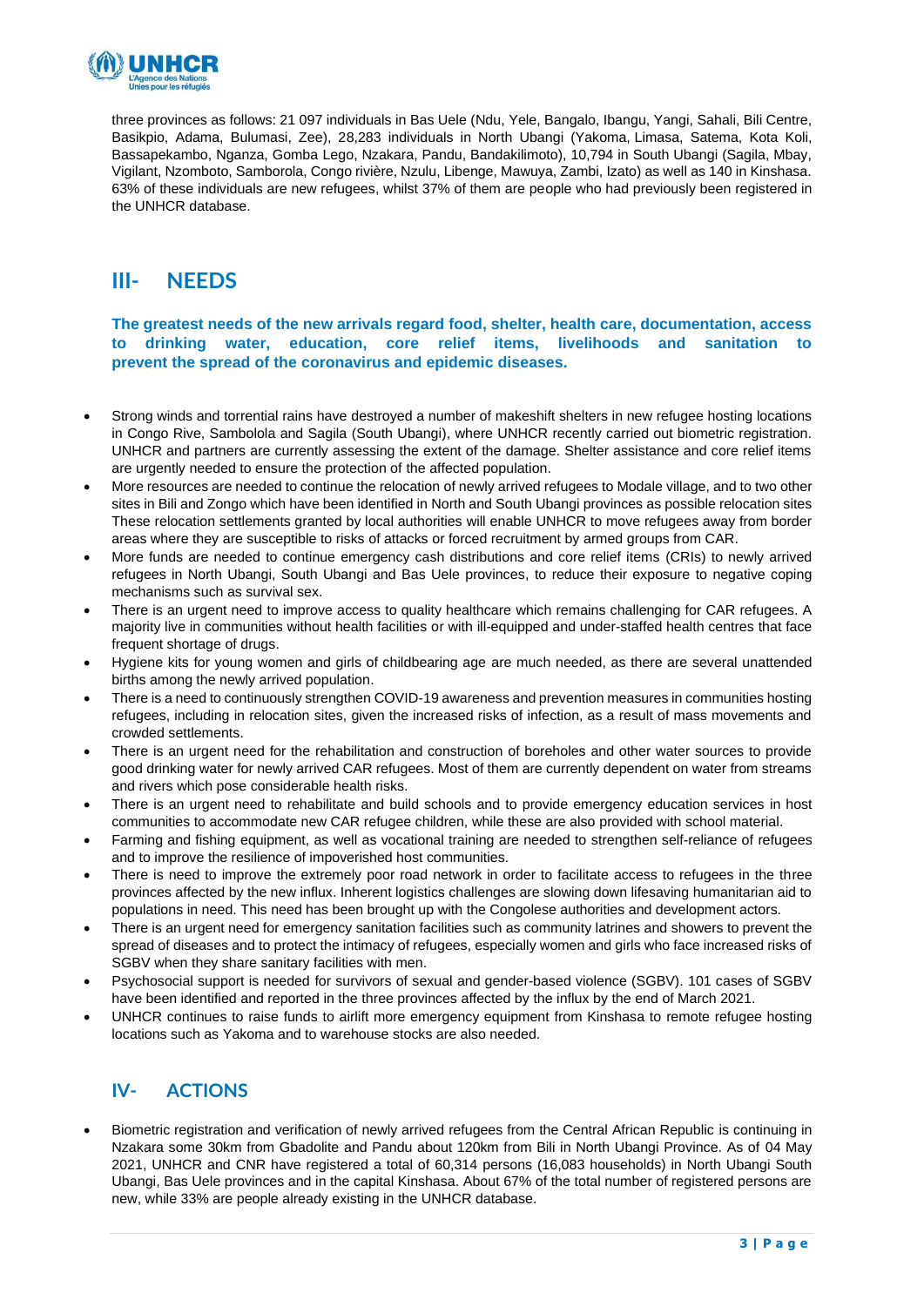three provinces as follows: 21 097 individuals in Bas Uele (Ndu, Yele, Bangalo, Ibangu, Yangi, Sahali, Bili Centre, Basikpio, Adama, Bulumasi, Zee), 28,283 individuals in North Ubangi (Yakoma, Limasa, Satema, Kota Koli, Bassapekambo, Nganza, Gomba Lego, Nzakara, Pandu, Bandakilimoto), 10,794 in South Ubangi (Sagila, Mbay, Vigilant, Nzomboto, Samborola, Congo rivière, Nzulu, Libenge, Mawuya, Zambi, Izato) as well as 140 in Kinshasa. 63% of these individuals are new refugees, whilst 37% of them are people who had previously been registered in the UNHCR database.

## III- NEEDS

**The greatest needs of the new arrivals regard food, shelter, health care, documentation, access to drinking water, education, core relief items, livelihoods and sanitation to prevent the spread of the coronavirus and epidemic diseases.**

- Strong winds and torrential rains have destroyed a number of makeshift shelters in new refugee hosting locations in Congo Rive, Sambolola and Sagila (South Ubangi), where UNHCR recently carried out biometric registration. UNHCR and partners are currently assessing the extent of the damage. Shelter assistance and core relief items are urgently needed to ensure the protection of the affected population.
- More resources are needed to continue the relocation of newly arrived refugees to Modale village, and to two other sites in Bili and Zongo which have been identified in North and South Ubangi provinces as possible relocation sites These relocation settlements granted by local authorities will enable UNHCR to move refugees away from border areas where they are susceptible to risks of attacks or forced recruitment by armed groups from CAR.
- More funds are needed to continue emergency cash distributions and core relief items (CRIs) to newly arrived refugees in North Ubangi, South Ubangi and Bas Uele provinces, to reduce their exposure to negative coping mechanisms such as survival sex.
- There is an urgent need to improve access to quality healthcare which remains challenging for CAR refugees. A majority live in communities without health facilities or with ill-equipped and under-staffed health centres that face frequent shortage of drugs.
- Hygiene kits for young women and girls of childbearing age are much needed, as there are several unattended births among the newly arrived population.
- There is a need to continuously strengthen COVID-19 awareness and prevention measures in communities hosting refugees, including in relocation sites, given the increased risks of infection, as a result of mass movements and crowded settlements.
- There is an urgent need for the rehabilitation and construction of boreholes and other water sources to provide good drinking water for newly arrived CAR refugees. Most of them are currently dependent on water from streams and rivers which pose considerable health risks.
- There is an urgent need to rehabilitate and build schools and to provide emergency education services in host communities to accommodate new CAR refugee children, while these are also provided with school material.
- Farming and fishing equipment, as well as vocational training are needed to strengthen self-reliance of refugees and to improve the resilience of impoverished host communities.
- There is need to improve the extremely poor road network in order to facilitate access to refugees in the three provinces affected by the new influx. Inherent logistics challenges are slowing down lifesaving humanitarian aid to populations in need. This need has been brought up with the Congolese authorities and development actors.
- There is an urgent need for emergency sanitation facilities such as community latrines and showers to prevent the spread of diseases and to protect the intimacy of refugees, especially women and girls who face increased risks of SGBV when they share sanitary facilities with men.
- Psychosocial support is needed for survivors of sexual and gender-based violence (SGBV). 101 cases of SGBV have been identified and reported in the three provinces affected by the influx by the end of March 2021.
- UNHCR continues to raise funds to airlift more emergency equipment from Kinshasa to remote refugee hosting locations such as Yakoma and to warehouse stocks are also needed.

## IV- ACTIONS

- Biometric registration and verification of newly arrived refugees from the Central African Republic is continuing in Nzakara some 30km from Gbadolite and Pandu about 120km from Bili in North Ubangi Province. As of 04 May 2021, UNHCR and CNR have registered a total of 60,314 persons (16,083 households) in North Ubangi South Ubangi, Bas Uele provinces and in the capital Kinshasa. About 67% of the total number of registered persons are new, while 33% are people already existing in the UNHCR database.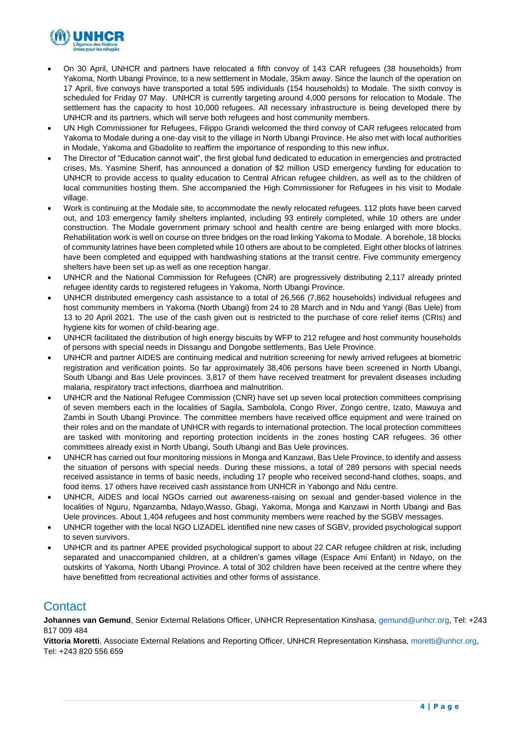- On 30 April, UNHCR and partners have relocated a fifth convoy of 143 CAR refugees (38 households) from Yakoma, North Ubangi Province, to a new settlement in Modale, 35km away. Since the launch of the operation on 17 April, five convoys have transported a total 595 individuals (154 households) to Modale. The sixth convoy is scheduled for Friday 07 May. UNHCR is currently targeting around 4,000 persons for relocation to Modale. The settlement has the capacity to host 10,000 refugees. All necessary infrastructure is being developed there by UNHCR and its partners, which will serve both refugees and host community members.
- UN High Commissioner for Refugees, Filippo Grandi welcomed the third convoy of CAR refugees relocated from Yakoma to Modale during a one-day visit to the village in North Ubangi Province. He also met with local authorities in Modale, Yakoma and Gbadolite to reaffirm the importance of responding to this new influx.
- The Director of "Education cannot wait", the first global fund dedicated to education in emergencies and protracted crises, Ms. Yasmine Sherif, has announced a donation of $2 million USD emergency funding for education to UNHCR to provide access to quality education to Central African refugee children, as well as to the children of local communities hosting them. She accompanied the High Commissioner for Refugees in his visit to Modale village.
- Work is continuing at the Modale site, to accommodate the newly relocated refugees. 112 plots have been carved out, and 103 emergency family shelters implanted, including 93 entirely completed, while 10 others are under construction. The Modale government primary school and health centre are being enlarged with more blocks. Rehabilitation work is well on course on three bridges on the road linking Yakoma to Modale. A borehole, 18 blocks of community latrines have been completed while 10 others are about to be completed. Eight other blocks of latrines have been completed and equipped with handwashing stations at the transit centre. Five community emergency shelters have been set up as well as one reception hangar.
- UNHCR and the National Commission for Refugees (CNR) are progressively distributing 2,117 already printed refugee identity cards to registered refugees in Yakoma, North Ubangi Province.
- UNHCR distributed emergency cash assistance to a total of 26,566 (7,862 households) individual refugees and host community members in Yakoma (North Ubangi) from 24 to 28 March and in Ndu and Yangi (Bas Uele) from 13 to 20 April 2021. The use of the cash given out is restricted to the purchase of core relief items (CRIs) and hygiene kits for women of child-bearing age.
- UNHCR facilitated the distribution of high energy biscuits by WFP to 212 refugee and host community households of persons with special needs in Dissangu and Dongobe settlements, Bas Uele Province.
- UNHCR and partner AIDES are continuing medical and nutrition screening for newly arrived refugees at biometric registration and verification points. So far approximately 38,406 persons have been screened in North Ubangi, South Ubangi and Bas Uele provinces. 3,817 of them have received treatment for prevalent diseases including malaria, respiratory tract infections, diarrhoea and malnutrition.
- UNHCR and the National Refugee Commission (CNR) have set up seven local protection committees comprising of seven members each in the localities of Sagila, Sambolola, Congo River, Zongo centre, Izato, Mawuya and Zambi in South Ubangi Province. The committee members have received office equipment and were trained on their roles and on the mandate of UNHCR with regards to international protection. The local protection committees are tasked with monitoring and reporting protection incidents in the zones hosting CAR refugees. 36 other committees already exist in North Ubangi, South Ubangi and Bas Uele provinces.
- UNHCR has carried out four monitoring missions in Monga and Kanzawi, Bas Uele Province, to identify and assess the situation of persons with special needs. During these missions, a total of 289 persons with special needs received assistance in terms of basic needs, including 17 people who received second-hand clothes, soaps, and food items. 17 others have received cash assistance from UNHCR in Yabongo and Ndu centre.
- UNHCR, AIDES and local NGOs carried out awareness-raising on sexual and gender-based violence in the localities of Nguru, Nganzamba, Ndayo,Wasso, Gbagi, Yakoma, Monga and Kanzawi in North Ubangi and Bas Uele provinces. About 1,404 refugees and host community members were reached by the SGBV messages.
- UNHCR together with the local NGO LIZADEL identified nine new cases of SGBV, provided psychological support to seven survivors.
- UNHCR and its partner APEE provided psychological support to about 22 CAR refugee children at risk, including separated and unaccompanied children, at a children's games village (Espace Ami Enfant) in Ndayo, on the outskirts of Yakoma, North Ubangi Province. A total of 302 children have been received at the centre where they have benefitted from recreational activities and other forms of assistance.

## Contact

**Johannes van Gemund**, Senior External Relations Officer, UNHCR Representation Kinshasa, gemund@unhcr.org, Tel: +243 817 009 484

**Vittoria Moretti**, Associate External Relations and Reporting Officer, UNHCR Representation Kinshasa, moretti@unhcr.org, Tel: +243 820 556 659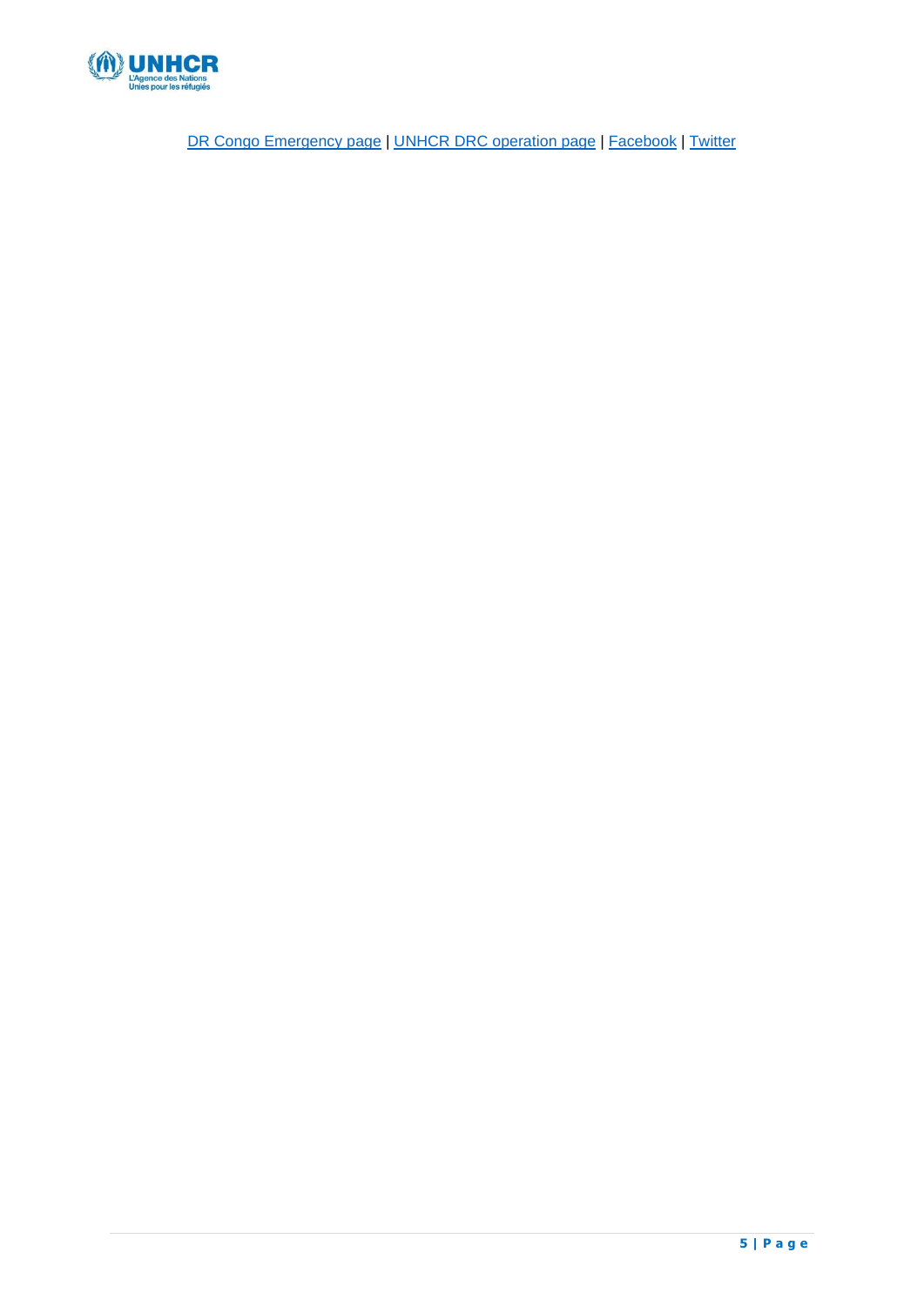[DR Congo Emergency page](#) | [UNHCR DRC operation page](#) | [Facebook](#) | [Twitter](#)